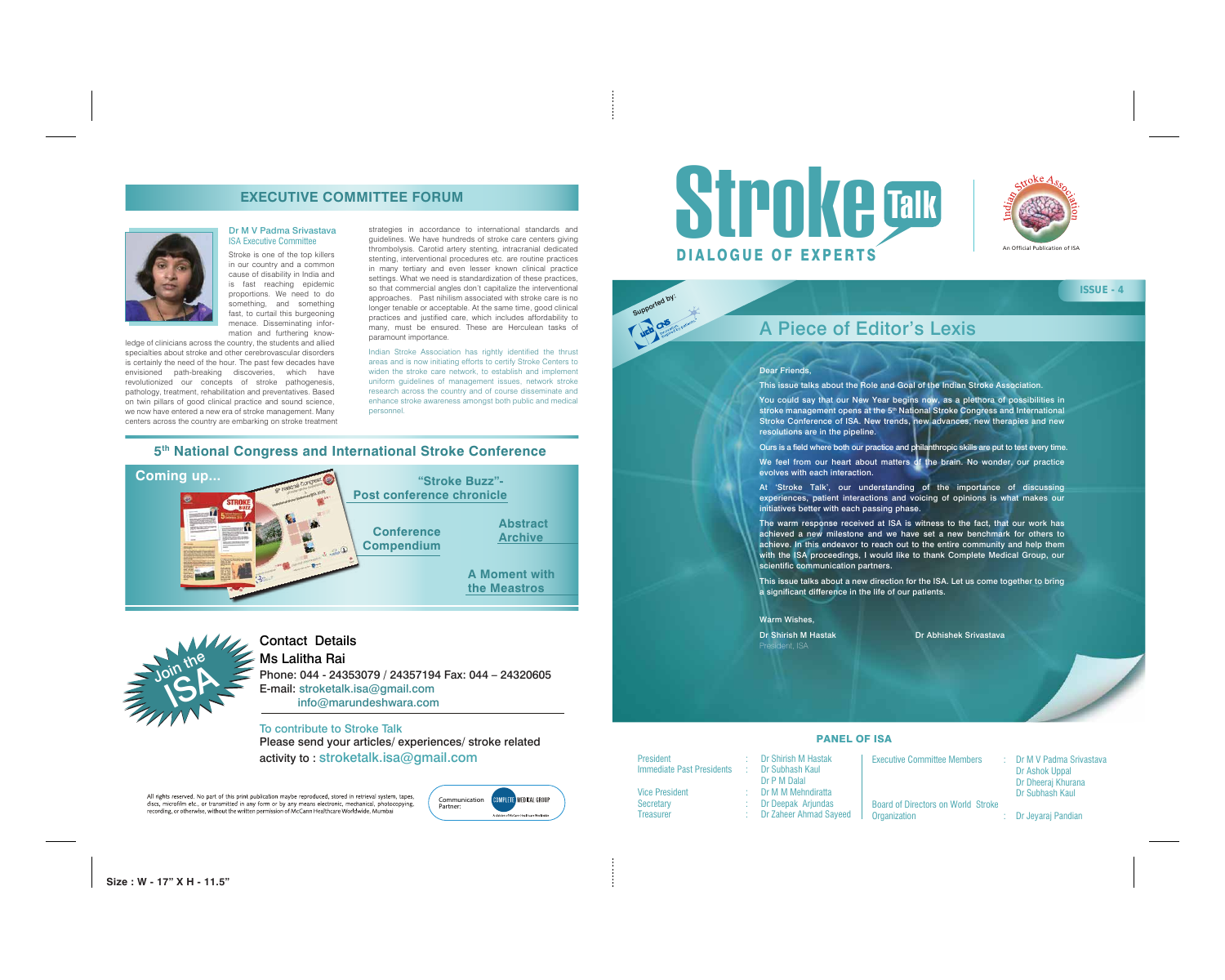# Stroke Talk

**DIALOGUE OF EXPERTS**

Indian Stroke Association — An Official Publication of ISA

**ISSUE - 4**

Supported by: CNS

## A Piece of Editor's Lexis

**Dear Friends,**

**This issue talks about the Role and Goal of the Indian Stroke Association.**

**You could say that our New Year begins now, as a plethora of possibilities in stroke management opens at the 5th National Stroke Congress and International Stroke Conference of ISA. New trends, new advances, new therapies and new resolutions are in the pipeline.**

**Ours is a field where both our practice and philanthropic skills are put to test every time.**

**We feel from our heart about matters of the brain. No wonder, our practice evolves with each interaction.**

**At 'Stroke Talk', our understanding of the importance of discussing experiences, patient interactions and voicing of opinions is what makes our initiatives better with each passing phase.**

**The warm response received at ISA is witness to the fact, that our work has achieved a new milestone and we have set a new benchmark for others to achieve. In this endeavor to reach out to the entire community and help them with the ISA proceedings, I would like to thank Complete Medical Group, our scientific communication partners.**

**This issue talks about a new direction for the ISA. Let us come together to bring a significant difference in the life of our patients.**

**Warm Wishes,**

**Dr Shirish M Hastak**
President, ISA

**Dr Abhishek Srivastava**

### PANEL OF ISA

| | | |
|---|---|---|
| President | : | Dr Shirish M Hastak |
| Immediate Past Presidents | : | Dr Subhash Kaul |
| | | Dr P M Dalal |
| Vice President | : | Dr M M Mehndiratta |
| Secretary | : | Dr Deepak Arjundas |
| Treasurer | : | Dr Zaheer Ahmad Sayeed |
| Executive Committee Members | : | Dr M V Padma Srivastava |
| | | Dr Ashok Uppal |
| | | Dr Dheeraj Khurana |
| | | Dr Subhash Kaul |
| Board of Directors on World Stroke Organization | : | Dr Jeyaraj Pandian |

## EXECUTIVE COMMITTEE FORUM

**Dr M V Padma Srivastava**
ISA Executive Committee

Stroke is one of the top killers in our country and a common cause of disability in India and is fast reaching epidemic proportions. We need to do something, and something fast, to curtail this burgeoning menace. Disseminating information and furthering knowledge of clinicians across the country, the students and allied specialties about stroke and other cerebrovascular disorders is certainly the need of the hour. The past few decades have envisioned path-breaking discoveries, which have revolutionized our concepts of stroke pathogenesis, pathology, treatment, rehabilitation and preventatives. Based on twin pillars of good clinical practice and sound science, we now have entered a new era of stroke management. Many centers across the country are embarking on stroke treatment strategies in accordance to international standards and guidelines. We have hundreds of stroke care centers giving thrombolysis. Carotid artery stenting, intracranial dedicated stenting, interventional procedures etc. are routine practices in many tertiary and even lesser known clinical practice settings. What we need is standardization of these practices, so that commercial angles don't capitalize the interventional approaches. Past nihilism associated with stroke care is no longer tenable or acceptable. At the same time, good clinical practices and justified care, which includes affordability to many, must be ensured. These are Herculean tasks of paramount importance.

Indian Stroke Association has rightly identified the thrust areas and is now initiating efforts to certify Stroke Centers to widen the stroke care network, to establish and implement uniform guidelines of management issues, network stroke research across the country and of course disseminate and enhance stroke awareness amongst both public and medical personnel.

## 5th National Congress and International Stroke Conference

**Coming up...**

- **"Stroke Buzz"- Post conference chronicle**
- **Conference Compendium**
- **Abstract Archive**
- **A Moment with the Meastros**

**Join the ISA**

### Contact Details

**Ms Lalitha Rai**
Phone: 044 - 24353079 / 24357194 Fax: 044 – 24320605
E-mail: stroketalk.isa@gmail.com
info@marundeshwara.com

To contribute to Stroke Talk
Please send your articles/ experiences/ stroke related activity to : stroketalk.isa@gmail.com

All rights reserved. No part of this print publication maybe reproduced, stored in retrieval system, tapes, discs, microfilm etc., or transmitted in any form or by any means electronic, mechanical, photocopying, recording, or otherwise, without the written permission of McCann Healthcare Worldwide, Mumbai

Communication Partner: COMPLETE MEDICAL GROUP — A division of McCann Healthcare Worldwide

Size : W - 17" X H - 11.5"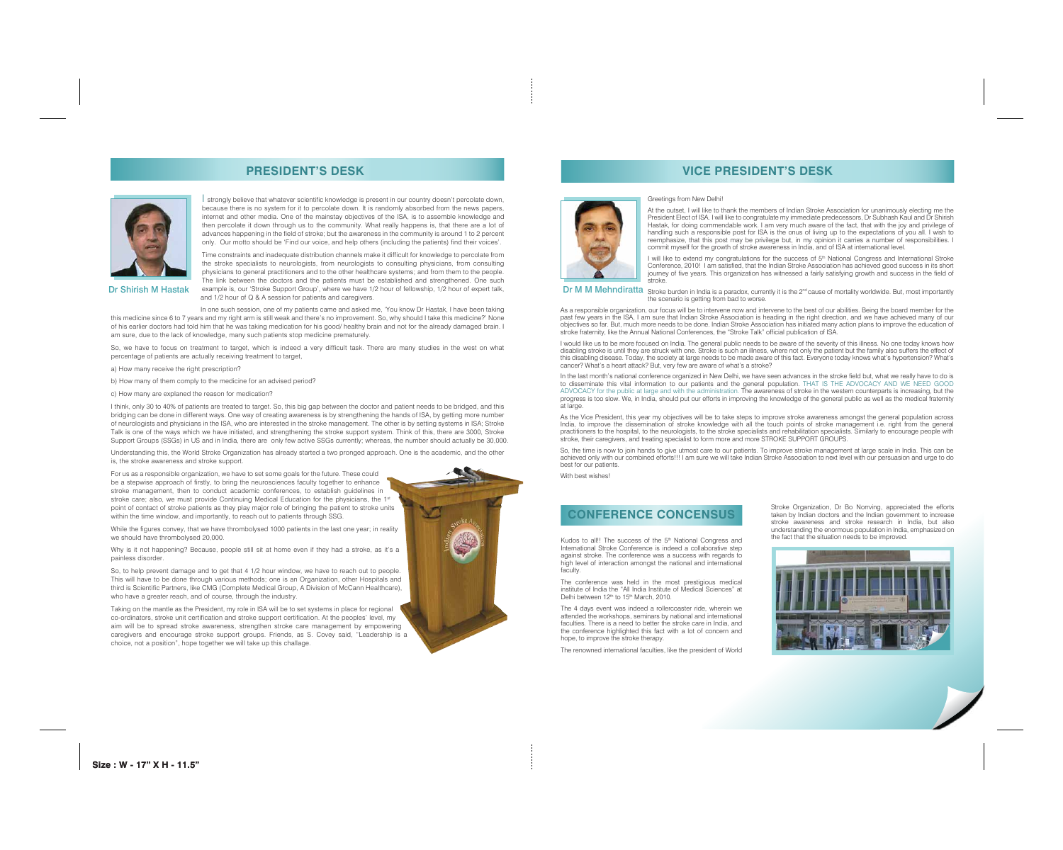## PRESIDENT'S DESK

Dr Shirish M Hastak

I strongly believe that whatever scientific knowledge is present in our country doesn't percolate down, because there is no system for it to percolate down. It is randomly absorbed from the news papers, internet and other media. One of the mainstay objectives of the ISA, is to assemble knowledge and then percolate it down through us to the community. What really happens is, that there are a lot of advances happening in the field of stroke; but the awareness in the community is around 1 to 2 percent only. Our motto should be 'Find our voice, and help others (including the patients) find their voices'.

Time constraints and inadequate distribution channels make it difficult for knowledge to percolate from the stroke specialists to neurologists, from neurologists to consulting physicians, from consulting physicians to general practitioners and to the other healthcare systems; and from them to the people. The link between the doctors and the patients must be established and strengthened. One such example is, our 'Stroke Support Group', where we have 1/2 hour of fellowship, 1/2 hour of expert talk, and 1/2 hour of Q & A session for patients and caregivers.

In one such session, one of my patients came and asked me, 'You know Dr Hastak, I have been taking this medicine since 6 to 7 years and my right arm is still weak and there's no improvement. So, why should I take this medicine?' None of his earlier doctors had told him that he was taking medication for his good/ healthy brain and not for the already damaged brain. I am sure, due to the lack of knowledge, many such patients stop medicine prematurely.

So, we have to focus on treatment to target, which is indeed a very difficult task. There are many studies in the west on what percentage of patients are actually receiving treatment to target,

a) How many receive the right prescription?

b) How many of them comply to the medicine for an advised period?

c) How many are explained the reason for medication?

I think, only 30 to 40% of patients are treated to target. So, this big gap between the doctor and patient needs to be bridged, and this bridging can be done in different ways. One way of creating awareness is by strengthening the hands of ISA, by getting more number of neurologists and physicians in the ISA, who are interested in the stroke management. The other is by setting systems in ISA; Stroke Talk is one of the ways which we have initiated, and strengthening the stroke support system. Think of this, there are 3000, Stroke Support Groups (SSGs) in US and in India, there are only few active SSGs currently; whereas, the number should actually be 30,000.

Understanding this, the World Stroke Organization has already started a two pronged approach. One is the academic, and the other is, the stroke awareness and stroke support.

For us as a responsible organization, we have to set some goals for the future. These could be a stepwise approach of firstly, to bring the neurosciences faculty together to enhance stroke management, then to conduct academic conferences, to establish guidelines in stroke care; also, we must provide Continuing Medical Education for the physicians, the 1st point of contact of stroke patients as they play major role of bringing the patient to stroke units within the time window, and importantly, to reach out to patients through SSG.

While the figures convey, that we have thrombolysed 1000 patients in the last one year; in reality we should have thrombolysed 20,000.

Why is it not happening? Because, people still sit at home even if they had a stroke, as it's a painless disorder.

So, to help prevent damage and to get that 4 1/2 hour window, we have to reach out to people. This will have to be done through various methods; one is an Organization, other Hospitals and third is Scientific Partners, like CMG (Complete Medical Group, A Division of McCann Healthcare), who have a greater reach, and of course, through the industry.

Taking on the mantle as the President, my role in ISA will be to set systems in place for regional co-ordinators, stroke unit certification and stroke support certification. At the peoples' level, my aim will be to spread stroke awareness, strengthen stroke care management by empowering caregivers and encourage stroke support groups. Friends, as S. Covey said, "Leadership is a choice, not a position", hope together we will take up this challage.

## VICE PRESIDENT'S DESK

Dr M M Mehndiratta

Greetings from New Delhi!

At the outset, I will like to thank the members of Indian Stroke Association for unanimously electing me the President Elect of ISA. I will like to congratulate my immediate predecessors, Dr Subhash Kaul and Dr Shirish Hastak, for doing commendable work. I am very much aware of the fact, that with the joy and privilege of handling such a responsible post for ISA is the onus of living up to the expectations of you all. I wish to reemphasize, that this post may be privilege but, in my opinion it carries a number of responsibilities. I commit myself for the growth of stroke awareness in India, and of ISA at international level.

I will like to extend my congratulations for the success of 5th National Congress and International Stroke Conference, 2010! I am satisfied, that the Indian Stroke Association has achieved good success in its short journey of five years. This organization has witnessed a fairly satisfying growth and success in the field of stroke.

Stroke burden in India is a paradox, currently it is the 2nd cause of mortality worldwide. But, most importantly the scenario is getting from bad to worse.

As a responsible organization, our focus will be to intervene now and intervene to the best of our abilities. Being the board member for the past few years in the ISA, I am sure that Indian Stroke Association is heading in the right direction, and we have achieved many of our objectives so far. But, much more needs to be done. Indian Stroke Association has initiated many action plans to improve the education of stroke fraternity, like the Annual National Conferences, the "Stroke Talk" official publication of ISA.

I would like us to be more focused on India. The general public needs to be aware of the severity of this illness. No one today knows how disabling stroke is until they are struck with one. Stroke is such an illness, where not only the patient but the family also suffers the effect of this disabling disease. Today, the society at large needs to be made aware of this fact. Everyone today knows what's hypertension? What's cancer? What's a heart attack? But, very few are aware of what's a stroke?

In the last month's national conference organized in New Delhi, we have seen advances in the stroke field but, what we really have to do is to disseminate this vital information to our patients and the general population. THAT IS THE ADVOCACY AND WE NEED GOOD ADVOCACY for the public at large and with the administration. The awareness of stroke in the western counterparts is increasing, but the progress is too slow. We, in India, should put our efforts in improving the knowledge of the general public as well as the medical fraternity at large.

As the Vice President, this year my objectives will be to take steps to improve stroke awareness amongst the general population across India, to improve the dissemination of stroke knowledge with all the touch points of stroke management i.e. right from the general practitioners to the hospital, to the neurologists, to the stroke specialists and rehabilitation specialists. Similarly to encourage people with stroke, their caregivers, and treating specialist to form more and more STROKE SUPPORT GROUPS.

So, the time is now to join hands to give utmost care to our patients. To improve stroke management at large scale in India. This can be achieved only with our combined efforts!!! I am sure we will take Indian Stroke Association to next level with our persuasion and urge to do best for our patients.

With best wishes!

## CONFERENCE CONCENSUS

Kudos to all!! The success of the 5th National Congress and International Stroke Conference is indeed a collaborative step against stroke. The conference was a success with regards to high level of interaction amongst the national and international faculty.

The conference was held in the most prestigious medical institute of India the "All India Institute of Medical Sciences" at Delhi between 12th to 15th March, 2010.

The 4 days event was indeed a rollercoaster ride, wherein we attended the workshops, seminars by national and international faculties. There is a need to better the stroke care in India, and the conference highlighted this fact with a lot of concern and hope, to improve the stroke therapy.

The renowned international faculties, like the president of World Stroke Organization, Dr Bo Norrving, appreciated the efforts taken by Indian doctors and the Indian government to increase stroke awareness and stroke research in India, but also understanding the enormous population in India, emphasized on the fact that the situation needs to be improved.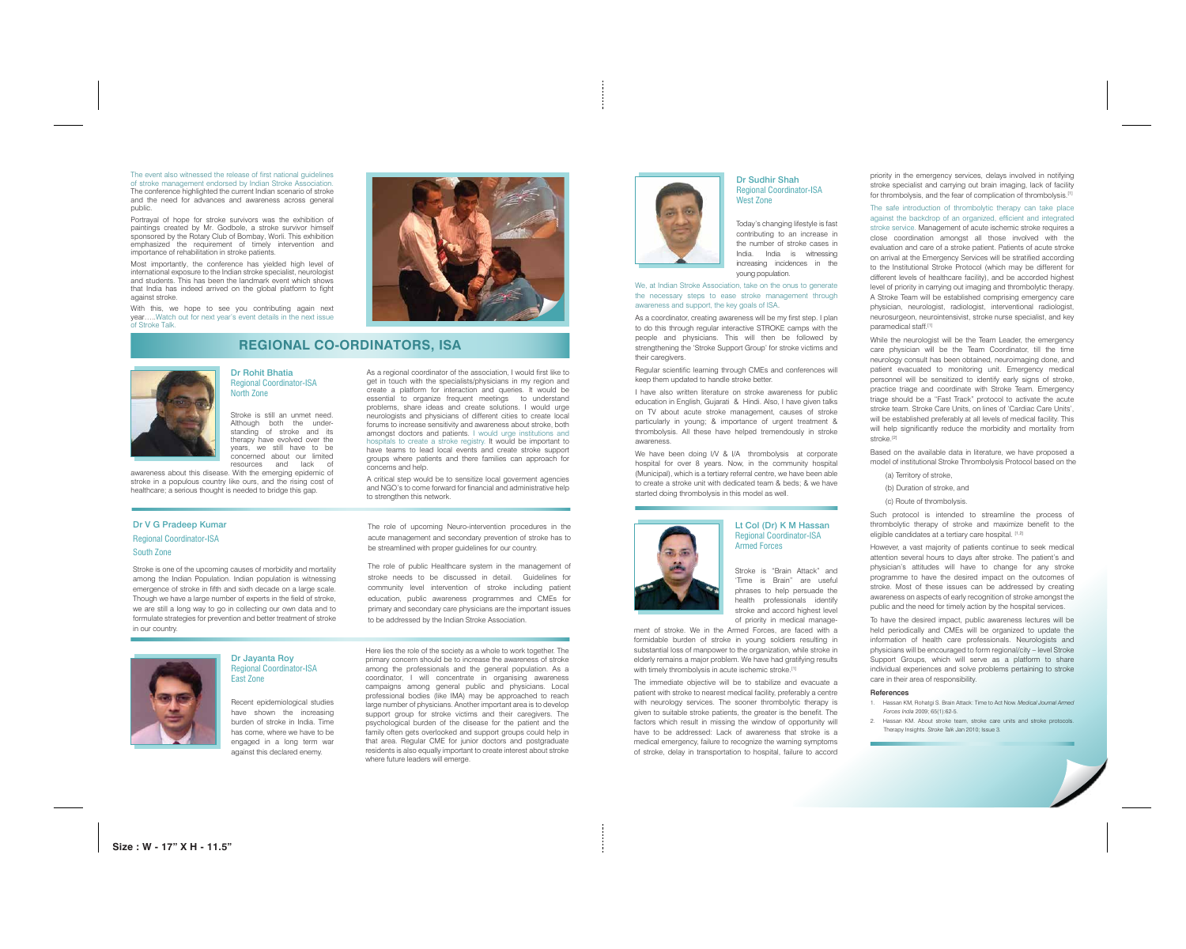The event also witnessed the release of first national guidelines of stroke management endorsed by Indian Stroke Association. The conference highlighted the current Indian scenario of stroke and the need for advances and awareness across general public.

Portrayal of hope for stroke survivors was the exhibition of paintings created by Mr. Godbole, a stroke survivor himself sponsored by the Rotary Club of Bombay, Worli. This exhibition emphasized the requirement of timely intervention and importance of rehabilitation in stroke patients.

Most importantly, the conference has yielded high level of international exposure to the Indian stroke specialist, neurologist and students. This has been the landmark event which shows that India has indeed arrived on the global platform to fight against stroke.

With this, we hope to see you contributing again next year.....Watch out for next year's event details in the next issue of Stroke Talk.

## REGIONAL CO-ORDINATORS, ISA

### Dr Rohit Bhatia
Regional Coordinator-ISA
North Zone

Stroke is still an unmet need. Although both the understanding of stroke and its therapy have evolved over the years, we still have to be concerned about our limited resources and lack of awareness about this disease. With the emerging epidemic of stroke in a populous country like ours, and the rising cost of healthcare; a serious thought is needed to bridge this gap.

As a regional coordinator of the association, I would first like to get in touch with the specialists/physicians in my region and create a platform for interaction and queries. It would be essential to organize frequent meetings to understand problems, share ideas and create solutions. I would urge neurologists and physicians of different cities to create local forums to increase sensitivity and awareness about stroke, both amongst doctors and patients. I would urge institutions and hospitals to create a stroke registry. It would be important to have teams to lead local events and create stroke support groups where patients and there families can approach for concerns and help.

A critical step would be to sensitize local goverment agencies and NGO's to come forward for financial and administrative help to strengthen this network.

### Dr V G Pradeep Kumar
Regional Coordinator-ISA
South Zone

Stroke is one of the upcoming causes of morbidity and mortality among the Indian Population. Indian population is witnessing emergence of stroke in fifth and sixth decade on a large scale. Though we have a large number of experts in the field of stroke, we are still a long way to go in collecting our own data and to formulate strategies for prevention and better treatment of stroke in our country.

The role of upcoming Neuro-intervention procedures in the acute management and secondary prevention of stroke has to be streamlined with proper guidelines for our country.

The role of public Healthcare system in the management of stroke needs to be discussed in detail. Guidelines for community level intervention of stroke including patient education, public awareness programmes and CMEs for primary and secondary care physicians are the important issues to be addressed by the Indian Stroke Association.

### Dr Jayanta Roy
Regional Coordinator-ISA
East Zone

Recent epidemiological studies have shown the increasing burden of stroke in India. Time has come, where we have to be engaged in a long term war against this declared enemy.

Here lies the role of the society as a whole to work together. The primary concern should be to increase the awareness of stroke among the professionals and the general population. As a coordinator, I will concentrate in organising awareness campaigns among general public and physicians. Local professional bodies (like IMA) may be approached to reach large number of physicians. Another important area is to develop support group for stroke victims and their caregivers. The psychological burden of the disease for the patient and the family often gets overlooked and support groups could help in that area. Regular CME for junior doctors and postgraduate residents is also equally important to create interest about stroke where future leaders will emerge.

### Dr Sudhir Shah
Regional Coordinator-ISA
West Zone

Today's changing lifestyle is fast contributing to an increase in the number of stroke cases in India. India is witnessing increasing incidences in the young population.

We, at Indian Stroke Association, take on the onus to generate the necessary steps to ease stroke management through awareness and support, the key goals of ISA.

As a coordinator, creating awareness will be my first step. I plan to do this through regular interactive STROKE camps with the people and physicians. This will then be followed by strengthening the 'Stroke Support Group' for stroke victims and their caregivers.

Regular scientific learning through CMEs and conferences will keep them updated to handle stroke better.

I have also written literature on stroke awareness for public education in English, Gujarati & Hindi. Also, I have given talks on TV about acute stroke management, causes of stroke particularly in young; & importance of urgent treatment & thrombolysis. All these have helped tremendously in stroke awareness.

We have been doing I/V & I/A thrombolysis at corporate hospital for over 8 years. Now, in the community hospital (Municipal), which is a tertiary referral centre, we have been able to create a stroke unit with dedicated team & beds; & we have started doing thrombolysis in this model as well.

### Lt Col (Dr) K M Hassan
Regional Coordinator-ISA
Armed Forces

Stroke is "Brain Attack" and 'Time is Brain" are useful phrases to help persuade the health professionals identify stroke and accord highest level of priority in medical management of stroke. We in the Armed Forces, are faced with a formidable burden of stroke in young soldiers resulting in substantial loss of manpower to the organization, while stroke in elderly remains a major problem. We have had gratifying results with timely thrombolysis in acute ischemic stroke.[1]

The immediate objective will be to stabilize and evacuate a patient with stroke to nearest medical facility, preferably a centre with neurology services. The sooner thrombolytic therapy is given to suitable stroke patients, the greater is the benefit. The factors which result in missing the window of opportunity will have to be addressed: Lack of awareness that stroke is a medical emergency, failure to recognize the warning symptoms of stroke, delay in transportation to hospital, failure to accord priority in the emergency services, delays involved in notifying stroke specialist and carrying out brain imaging, lack of facility for thrombolysis, and the fear of complication of thrombolysis.[1]

The safe introduction of thrombolytic therapy can take place against the backdrop of an organized, efficient and integrated stroke service. Management of acute ischemic stroke requires a close coordination amongst all those involved with the evaluation and care of a stroke patient. Patients of acute stroke on arrival at the Emergency Services will be stratified according to the Institutional Stroke Protocol (which may be different for different levels of healthcare facility), and be accorded highest level of priority in carrying out imaging and thrombolytic therapy. A Stroke Team will be established comprising emergency care physician, neurologist, radiologist, interventional radiologist, neurosurgeon, neurointensivist, stroke nurse specialist, and key paramedical staff.[1]

While the neurologist will be the Team Leader, the emergency care physician will be the Team Coordinator, till the time neurology consult has been obtained, neuroimaging done, and patient evacuated to monitoring unit. Emergency medical personnel will be sensitized to identify early signs of stroke, practice triage and coordinate with Stroke Team. Emergency triage should be a "Fast Track" protocol to activate the acute stroke team. Stroke Care Units, on lines of 'Cardiac Care Units', will be established preferably at all levels of medical facility. This will help significantly reduce the morbidity and mortality from stroke.[2]

Based on the available data in literature, we have proposed a model of institutional Stroke Thrombolysis Protocol based on the

(a) Territory of stroke,

(b) Duration of stroke, and

(c) Route of thrombolysis.

Such protocol is intended to streamline the process of thrombolytic therapy of stroke and maximize benefit to the eligible candidates at a tertiary care hospital. [1,2]

However, a vast majority of patients continue to seek medical attention several hours to days after stroke. The patient's and physician's attitudes will have to change for any stroke programme to have the desired impact on the outcomes of stroke. Most of these issues can be addressed by creating awareness on aspects of early recognition of stroke amongst the public and the need for timely action by the hospital services.

To have the desired impact, public awareness lectures will be held periodically and CMEs will be organized to update the information of health care professionals. Neurologists and physicians will be encouraged to form regional/city – level Stroke Support Groups, which will serve as a platform to share individual experiences and solve problems pertaining to stroke care in their area of responsibility.

#### References

1. Hassan KM, Rohatgi S. Brain Attack: Time to Act Now. *Medical Journal Armed Forces India* 2009; 65(1):62-5.
2. Hassan KM. About stroke team, stroke care units and stroke protocols. Therapy Insights. *Stroke Talk* Jan 2010; Issue 3.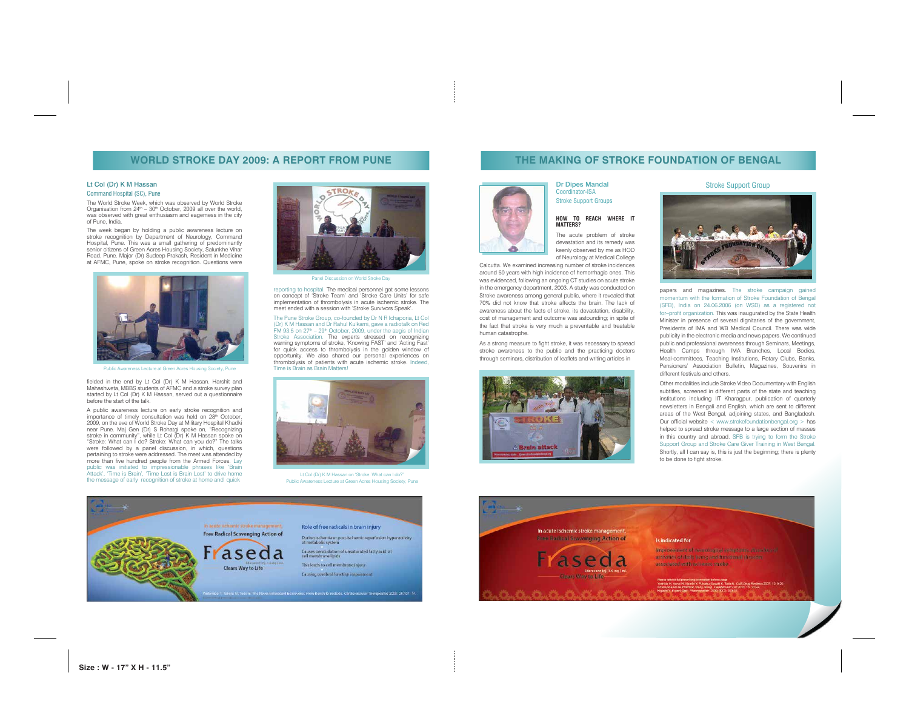## WORLD STROKE DAY 2009: A REPORT FROM PUNE

**Lt Col (Dr) K M Hassan**

Command Hospital (SC), Pune

The World Stroke Week, which was observed by World Stroke Organisation from 24th – 30th October, 2009 all over the world, was observed with great enthusiasm and eagerness in the city of Pune, India.

The week began by holding a public awareness lecture on stroke recognition by Department of Neurology, Command Hospital, Pune. This was a small gathering of predominantly senior citizens of Green Acres Housing Society, Salunkhe Vihar Road, Pune. Major (Dr) Sudeep Prakash, Resident in Medicine at AFMC, Pune, spoke on stroke recognition. Questions were fielded in the end by Lt Col (Dr) K M Hassan. Harshit and Mahashweta, MBBS students of AFMC and a stroke survey plan started by Lt Col (Dr) K M Hassan, served out a questionnaire before the start of the talk.

Public Awareness Lecture at Green Acres Housing Society, Pune

A public awareness lecture on early stroke recognition and importance of timely consultation was held on 28th October, 2009, on the eve of World Stroke Day at Military Hospital Khadki near Pune. Maj Gen (Dr) S Rohatgi spoke on, "Recognizing stroke in community", while Lt Col (Dr) K M Hassan spoke on "Stroke: What can I do? Stroke: What can you do?" The talks were followed by a panel discussion, in which, questions pertaining to stroke were addressed. The meet was attended by more than five hundred people from the Armed Forces. Lay public was initiated to impressionable phrases like 'Brain Attack', 'Time is Brain', 'Time Lost is Brain Lost' to drive home the message of early recognition of stroke at home and quick reporting to hospital. The medical personnel got some lessons on concept of 'Stroke Team' and 'Stroke Care Units' for safe implementation of thrombolysis in acute ischemic stroke. The meet ended with a session with 'Stroke Survivors Speak'.

Panel Discussion on World Stroke Day

The Pune Stroke Group, co-founded by Dr N R Ichaporia, Lt Col (Dr) K M Hassan and Dr Rahul Kulkarni, gave a radiotalk on Red FM 93.5 on 27th – 29th October, 2009, under the aegis of Indian Stroke Association. The experts stressed on recognizing warning symptoms of stroke, 'Knowing FAST' and 'Acting Fast' for quick access to thrombolysis in the golden window of opportunity. We also shared our personal experiences on thrombolysis of patients with acute ischemic stroke. Indeed, Time is Brain as Brain Matters!

Lt Col (Dr) K M Hassan on 'Stroke: What can I do?'
Public Awareness Lecture at Green Acres Housing Society, Pune

## THE MAKING OF STROKE FOUNDATION OF BENGAL

**Dr Dipes Mandal**

Coordinator-ISA

Stroke Support Groups

**HOW TO REACH WHERE IT MATTERS?**

The acute problem of stroke devastation and its remedy was keenly observed by me as HOD of Neurology at Medical College Calcutta. We examined increasing number of stroke incidences around 50 years with high incidence of hemorrhagic ones. This was evidenced, following an ongoing CT studies on acute stroke in the emergency department, 2003. A study was conducted on Stroke awareness among general public, where it revealed that 70% did not know that stroke affects the brain. The lack of awareness about the facts of stroke, its devastation, disability, cost of management and outcome was astounding; in spite of the fact that stroke is very much a preventable and treatable human catastrophe.

As a strong measure to fight stroke, it was necessary to spread stroke awareness to the public and the practicing doctors through seminars, distribution of leaflets and writing articles in papers and magazines. The stroke campaign gained momentum with the formation of Stroke Foundation of Bengal (SFB), India on 24.06.2006 (on WSD) as a registered not for-profit organization. This was inaugurated by the State Health Minister in presence of several dignitaries of the government, Presidents of IMA and WB Medical Council. There was wide publicity in the electronic media and news papers. We continued public and professional awareness through Seminars, Meetings, Health Camps through IMA Branches, Local Bodies, Meal-committees, Teaching Institutions, Rotary Clubs, Banks, Pensioners' Association Bulletin, Magazines, Souvenirs in different festivals and others.

Stroke Support Group

Other modalities include Stroke Video Documentary with English subtitles, screened in different parts of the state and teaching institutions including IIT Kharagpur, publication of quarterly newsletters in Bengali and English, which are sent to different areas of the West Bengal, adjoining states, and Bangladesh. Our official website < www.strokefoundationbengal.org > has helped to spread stroke message to a large section of masses in this country and abroad. SFB is trying to form the Stroke Support Group and Stroke Care Giver Training in West Bengal. Shortly, all I can say is, this is just the beginning; there is plenty to be done to fight stroke.

In acute ischemic stroke management,
Free Radical Scavenging Action of
Fraseda
Clears Way to Life

Role of free radicals in brain injury

During ischemia or post-ischemic reperfusion hyperactivity at metabolic system

Causes peroxidation of unsaturated fatty acid at cell membrane lipids

This leads to cell membrane injury

Causing cerebral function impairment

In acute ischemic stroke management,
Free Radical Scavenging Action of
Fraseda
Edaravone Inj. 1.5 mg / ml
Clears Way to Life

Is indicated for

Improvement of neurological symptoms, disorder in activities of daily living and functional disorder associated with acute ischemic stroke.

Size : W - 17" X H - 11.5"